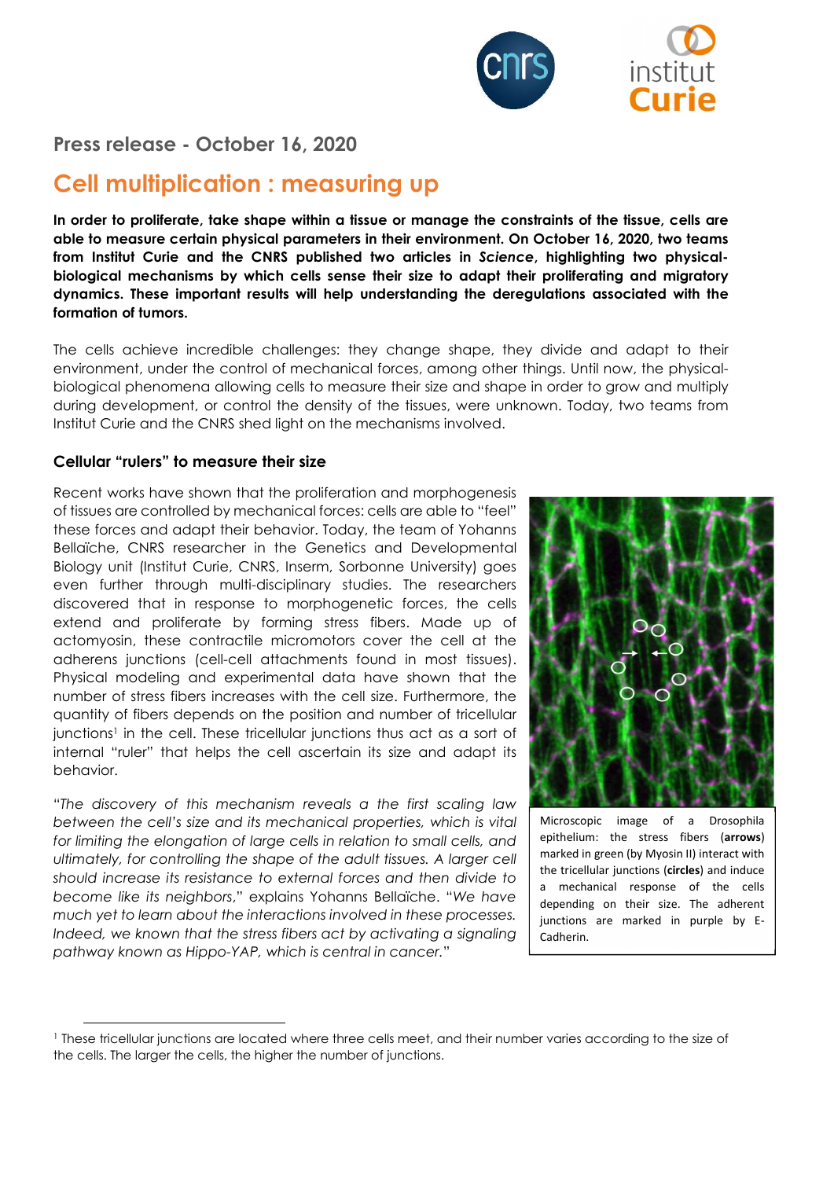Press release - October 16, 2020

# Cell multiplication : measuring up

**In order to proliferate, take shape within a tissue or manage the constraints of the tissue, cells are able to measure certain physical parameters in their environment. On October 16, 2020, two teams from Institut Curie and the CNRS published two articles in *Science*, highlighting two physical-biological mechanisms by which cells sense their size to adapt their proliferating and migratory dynamics. These important results will help understanding the deregulations associated with the formation of tumors.**

The cells achieve incredible challenges: they change shape, they divide and adapt to their environment, under the control of mechanical forces, among other things. Until now, the physical-biological phenomena allowing cells to measure their size and shape in order to grow and multiply during development, or control the density of the tissues, were unknown. Today, two teams from Institut Curie and the CNRS shed light on the mechanisms involved.

### Cellular "rulers" to measure their size

Recent works have shown that the proliferation and morphogenesis of tissues are controlled by mechanical forces: cells are able to "feel" these forces and adapt their behavior. Today, the team of Yohanns Bellaïche, CNRS researcher in the Genetics and Developmental Biology unit (Institut Curie, CNRS, Inserm, Sorbonne University) goes even further through multi-disciplinary studies. The researchers discovered that in response to morphogenetic forces, the cells extend and proliferate by forming stress fibers. Made up of actomyosin, these contractile micromotors cover the cell at the adherens junctions (cell-cell attachments found in most tissues). Physical modeling and experimental data have shown that the number of stress fibers increases with the cell size. Furthermore, the quantity of fibers depends on the position and number of tricellular junctions[1] in the cell. These tricellular junctions thus act as a sort of internal "ruler" that helps the cell ascertain its size and adapt its behavior.

Microscopic image of a Drosophila epithelium: the stress fibers (**arrows**) marked in green (by Myosin II) interact with the tricellular junctions (**circles**) and induce a mechanical response of the cells depending on their size. The adherent junctions are marked in purple by E-Cadherin.

"*The discovery of this mechanism reveals a the first scaling law between the cell's size and its mechanical properties, which is vital for limiting the elongation of large cells in relation to small cells, and ultimately, for controlling the shape of the adult tissues. A larger cell should increase its resistance to external forces and then divide to become like its neighbors,*" explains Yohanns Bellaïche. "*We have much yet to learn about the interactions involved in these processes. Indeed, we known that the stress fibers act by activating a signaling pathway known as Hippo-YAP, which is central in cancer.*"

[1] These tricellular junctions are located where three cells meet, and their number varies according to the size of the cells. The larger the cells, the higher the number of junctions.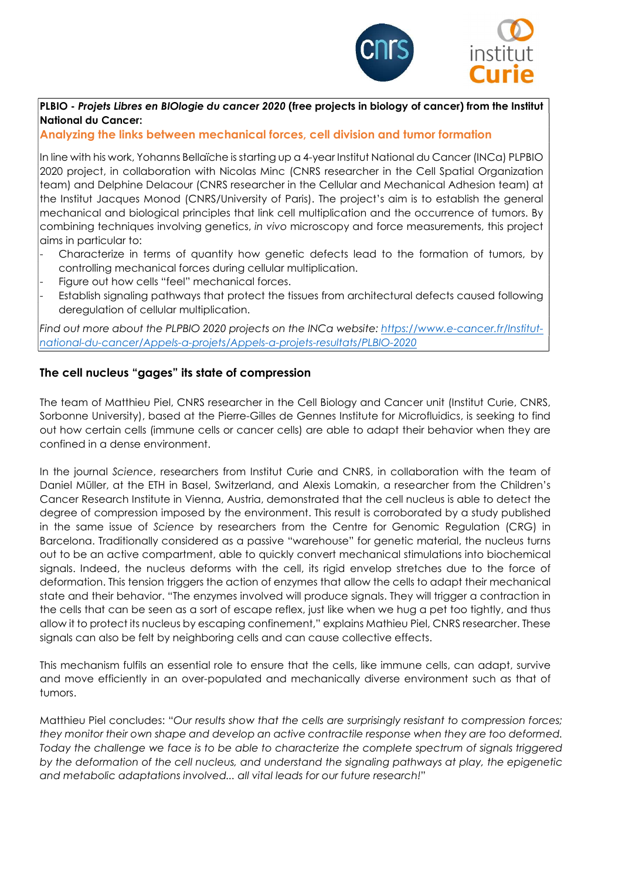**PLBIO - *Projets Libres en BIOlogie du cancer 2020* (free projects in biology of cancer) from the Institut National du Cancer:**

**Analyzing the links between mechanical forces, cell division and tumor formation**

In line with his work, Yohanns Bellaïche is starting up a 4-year Institut National du Cancer (INCa) PLPBIO 2020 project, in collaboration with Nicolas Minc (CNRS researcher in the Cell Spatial Organization team) and Delphine Delacour (CNRS researcher in the Cellular and Mechanical Adhesion team) at the Institut Jacques Monod (CNRS/University of Paris). The project's aim is to establish the general mechanical and biological principles that link cell multiplication and the occurrence of tumors. By combining techniques involving genetics, *in vivo* microscopy and force measurements, this project aims in particular to:

- Characterize in terms of quantity how genetic defects lead to the formation of tumors, by controlling mechanical forces during cellular multiplication.
- Figure out how cells "feel" mechanical forces.
- Establish signaling pathways that protect the tissues from architectural defects caused following deregulation of cellular multiplication.

*Find out more about the PLPBIO 2020 projects on the INCa website:* *https://www.e-cancer.fr/Institut-national-du-cancer/Appels-a-projets/Appels-a-projets-resultats/PLBIO-2020*

## The cell nucleus "gages" its state of compression

The team of Matthieu Piel, CNRS researcher in the Cell Biology and Cancer unit (Institut Curie, CNRS, Sorbonne University), based at the Pierre-Gilles de Gennes Institute for Microfluidics, is seeking to find out how certain cells (immune cells or cancer cells) are able to adapt their behavior when they are confined in a dense environment.

In the journal *Science*, researchers from Institut Curie and CNRS, in collaboration with the team of Daniel Müller, at the ETH in Basel, Switzerland, and Alexis Lomakin, a researcher from the Children's Cancer Research Institute in Vienna, Austria, demonstrated that the cell nucleus is able to detect the degree of compression imposed by the environment. This result is corroborated by a study published in the same issue of *Science* by researchers from the Centre for Genomic Regulation (CRG) in Barcelona. Traditionally considered as a passive "warehouse" for genetic material, the nucleus turns out to be an active compartment, able to quickly convert mechanical stimulations into biochemical signals. Indeed, the nucleus deforms with the cell, its rigid envelop stretches due to the force of deformation. This tension triggers the action of enzymes that allow the cells to adapt their mechanical state and their behavior. "The enzymes involved will produce signals. They will trigger a contraction in the cells that can be seen as a sort of escape reflex, just like when we hug a pet too tightly, and thus allow it to protect its nucleus by escaping confinement," explains Mathieu Piel, CNRS researcher. These signals can also be felt by neighboring cells and can cause collective effects.

This mechanism fulfils an essential role to ensure that the cells, like immune cells, can adapt, survive and move efficiently in an over-populated and mechanically diverse environment such as that of tumors.

Matthieu Piel concludes: "*Our results show that the cells are surprisingly resistant to compression forces; they monitor their own shape and develop an active contractile response when they are too deformed. Today the challenge we face is to be able to characterize the complete spectrum of signals triggered by the deformation of the cell nucleus, and understand the signaling pathways at play, the epigenetic and metabolic adaptations involved... all vital leads for our future research!*"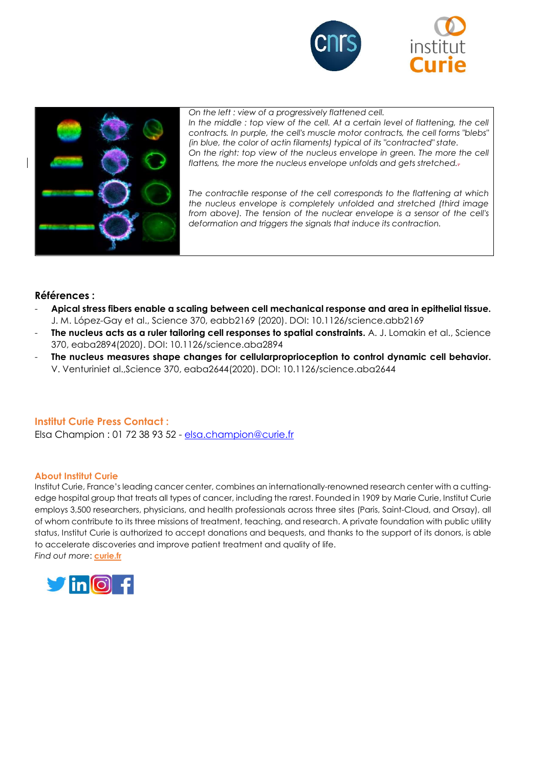*On the left : view of a progressively flattened cell.*
*In the middle : top view of the cell. At a certain level of flattening, the cell contracts. In purple, the cell's muscle motor contracts, the cell forms "blebs" (in blue, the color of actin filaments) typical of its "contracted" state.*
*On the right: top view of the nucleus envelope in green. The more the cell flattens, the more the nucleus envelope unfolds and gets stretched.*

*The contractile response of the cell corresponds to the flattening at which the nucleus envelope is completely unfolded and stretched (third image from above). The tension of the nuclear envelope is a sensor of the cell's deformation and triggers the signals that induce its contraction.*

## Références :

- **Apical stress fibers enable a scaling between cell mechanical response and area in epithelial tissue.** J. M. López-Gay et al., Science 370, eabb2169 (2020). DOI: 10.1126/science.abb2169
- **The nucleus acts as a ruler tailoring cell responses to spatial constraints.** A. J. Lomakin et al., Science 370, eaba2894(2020). DOI: 10.1126/science.aba2894
- **The nucleus measures shape changes for cellularproprioception to control dynamic cell behavior.** V. Venturiniet al.,Science 370, eaba2644(2020). DOI: 10.1126/science.aba2644

### Institut Curie Press Contact :

Elsa Champion : 01 72 38 93 52 - elsa.champion@curie.fr

### About Institut Curie

Institut Curie, France's leading cancer center, combines an internationally-renowned research center with a cutting-edge hospital group that treats all types of cancer, including the rarest. Founded in 1909 by Marie Curie, Institut Curie employs 3,500 researchers, physicians, and health professionals across three sites (Paris, Saint-Cloud, and Orsay), all of whom contribute to its three missions of treatment, teaching, and research. A private foundation with public utility status, Institut Curie is authorized to accept donations and bequests, and thanks to the support of its donors, is able to accelerate discoveries and improve patient treatment and quality of life.
*Find out more*: **curie.fr**